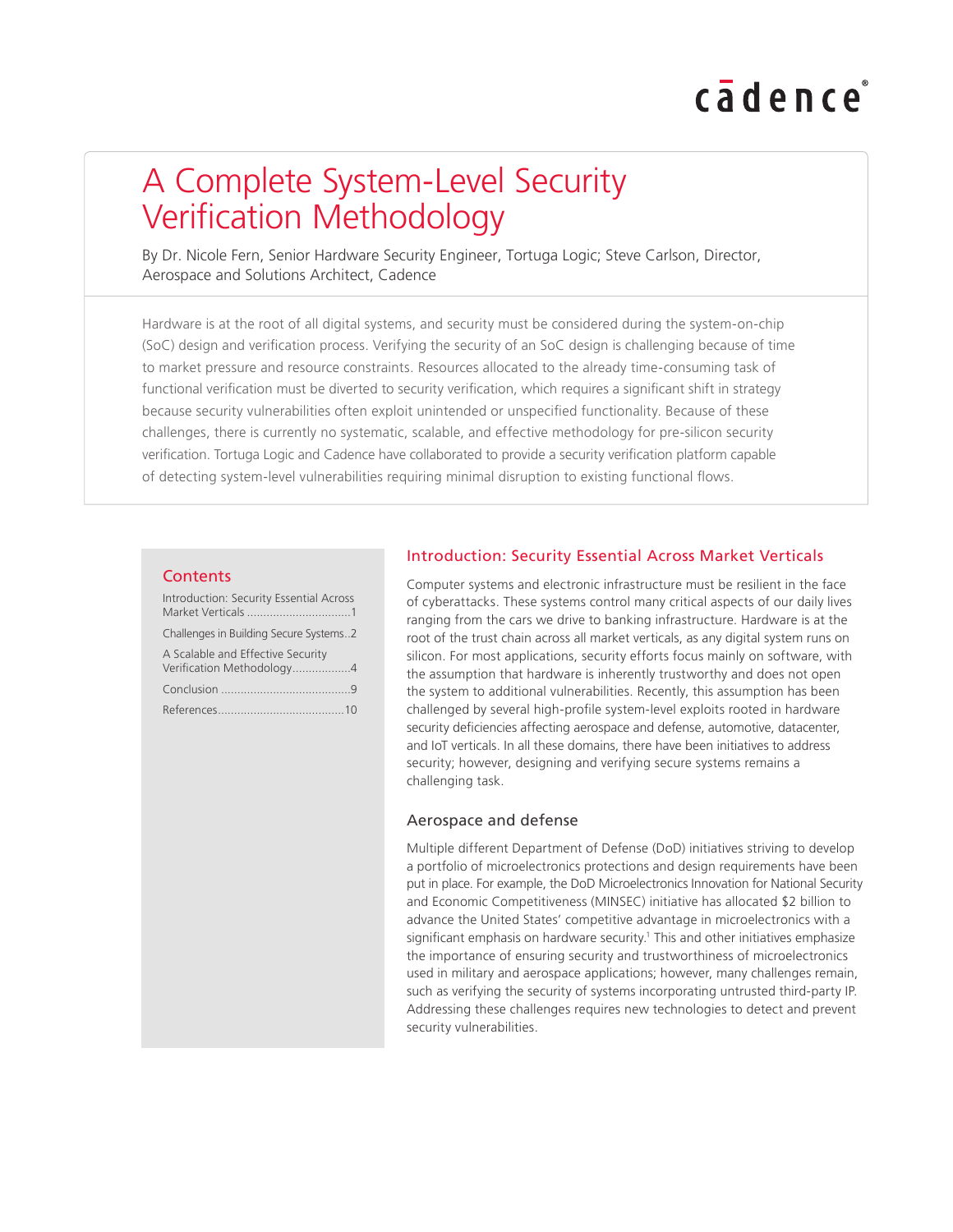# A Complete System-Level Security Verification Methodology

By Dr. Nicole Fern, Senior Hardware Security Engineer, Tortuga Logic; Steve Carlson, Director, Aerospace and Solutions Architect, Cadence

Hardware is at the root of all digital systems, and security must be considered during the system-on-chip (SoC) design and verification process. Verifying the security of an SoC design is challenging because of time to market pressure and resource constraints. Resources allocated to the already time-consuming task of functional verification must be diverted to security verification, which requires a significant shift in strategy because security vulnerabilities often exploit unintended or unspecified functionality. Because of these challenges, there is currently no systematic, scalable, and effective methodology for pre-silicon security verification. Tortuga Logic and Cadence have collaborated to provide a security verification platform capable of detecting system-level vulnerabilities requiring minimal disruption to existing functional flows.

## Contents

- Introduction: Security Essential Across Market Verticals ................................1
- Challenges in Building Secure Systems..2
- A Scalable and Effective Security Verification Methodology.................4
- Conclusion .......................................9
- References.......................................10

## Introduction: Security Essential Across Market Verticals

Computer systems and electronic infrastructure must be resilient in the face of cyberattacks. These systems control many critical aspects of our daily lives ranging from the cars we drive to banking infrastructure. Hardware is at the root of the trust chain across all market verticals, as any digital system runs on silicon. For most applications, security efforts focus mainly on software, with the assumption that hardware is inherently trustworthy and does not open the system to additional vulnerabilities. Recently, this assumption has been challenged by several high-profile system-level exploits rooted in hardware security deficiencies affecting aerospace and defense, automotive, datacenter, and IoT verticals. In all these domains, there have been initiatives to address security; however, designing and verifying secure systems remains a challenging task.

### Aerospace and defense

Multiple different Department of Defense (DoD) initiatives striving to develop a portfolio of microelectronics protections and design requirements have been put in place. For example, the DoD Microelectronics Innovation for National Security and Economic Competitiveness (MINSEC) initiative has allocated $2 billion to advance the United States' competitive advantage in microelectronics with a significant emphasis on hardware security.[1] This and other initiatives emphasize the importance of ensuring security and trustworthiness of microelectronics used in military and aerospace applications; however, many challenges remain, such as verifying the security of systems incorporating untrusted third-party IP. Addressing these challenges requires new technologies to detect and prevent security vulnerabilities.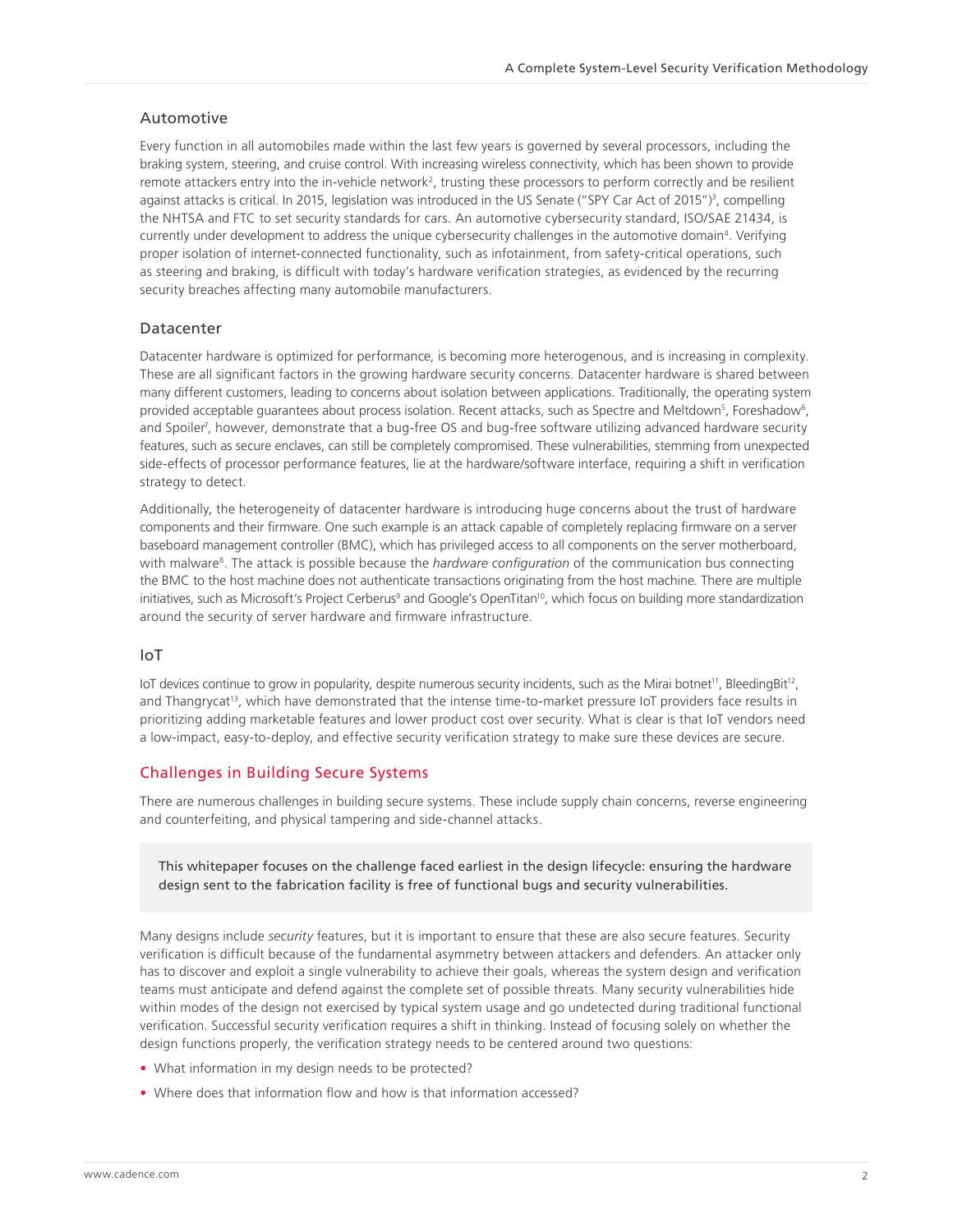### Automotive

Every function in all automobiles made within the last few years is governed by several processors, including the braking system, steering, and cruise control. With increasing wireless connectivity, which has been shown to provide remote attackers entry into the in-vehicle network[2], trusting these processors to perform correctly and be resilient against attacks is critical. In 2015, legislation was introduced in the US Senate ("SPY Car Act of 2015")[3], compelling the NHTSA and FTC to set security standards for cars. An automotive cybersecurity standard, ISO/SAE 21434, is currently under development to address the unique cybersecurity challenges in the automotive domain[4]. Verifying proper isolation of internet-connected functionality, such as infotainment, from safety-critical operations, such as steering and braking, is difficult with today's hardware verification strategies, as evidenced by the recurring security breaches affecting many automobile manufacturers.

### Datacenter

Datacenter hardware is optimized for performance, is becoming more heterogenous, and is increasing in complexity. These are all significant factors in the growing hardware security concerns. Datacenter hardware is shared between many different customers, leading to concerns about isolation between applications. Traditionally, the operating system provided acceptable guarantees about process isolation. Recent attacks, such as Spectre and Meltdown[5], Foreshadow[6], and Spoiler[7], however, demonstrate that a bug-free OS and bug-free software utilizing advanced hardware security features, such as secure enclaves, can still be completely compromised. These vulnerabilities, stemming from unexpected side-effects of processor performance features, lie at the hardware/software interface, requiring a shift in verification strategy to detect.

Additionally, the heterogeneity of datacenter hardware is introducing huge concerns about the trust of hardware components and their firmware. One such example is an attack capable of completely replacing firmware on a server baseboard management controller (BMC), which has privileged access to all components on the server motherboard, with malware[8]. The attack is possible because the *hardware configuration* of the communication bus connecting the BMC to the host machine does not authenticate transactions originating from the host machine. There are multiple initiatives, such as Microsoft's Project Cerberus[9] and Google's OpenTitan[10], which focus on building more standardization around the security of server hardware and firmware infrastructure.

### IoT

IoT devices continue to grow in popularity, despite numerous security incidents, such as the Mirai botnet[11], BleedingBit[12], and Thangrycat[13], which have demonstrated that the intense time-to-market pressure IoT providers face results in prioritizing adding marketable features and lower product cost over security. What is clear is that IoT vendors need a low-impact, easy-to-deploy, and effective security verification strategy to make sure these devices are secure.

## Challenges in Building Secure Systems

There are numerous challenges in building secure systems. These include supply chain concerns, reverse engineering and counterfeiting, and physical tampering and side-channel attacks.

> This whitepaper focuses on the challenge faced earliest in the design lifecycle: ensuring the hardware design sent to the fabrication facility is free of functional bugs and security vulnerabilities.

Many designs include *security* features, but it is important to ensure that these are also secure features. Security verification is difficult because of the fundamental asymmetry between attackers and defenders. An attacker only has to discover and exploit a single vulnerability to achieve their goals, whereas the system design and verification teams must anticipate and defend against the complete set of possible threats. Many security vulnerabilities hide within modes of the design not exercised by typical system usage and go undetected during traditional functional verification. Successful security verification requires a shift in thinking. Instead of focusing solely on whether the design functions properly, the verification strategy needs to be centered around two questions:

- What information in my design needs to be protected?
- Where does that information flow and how is that information accessed?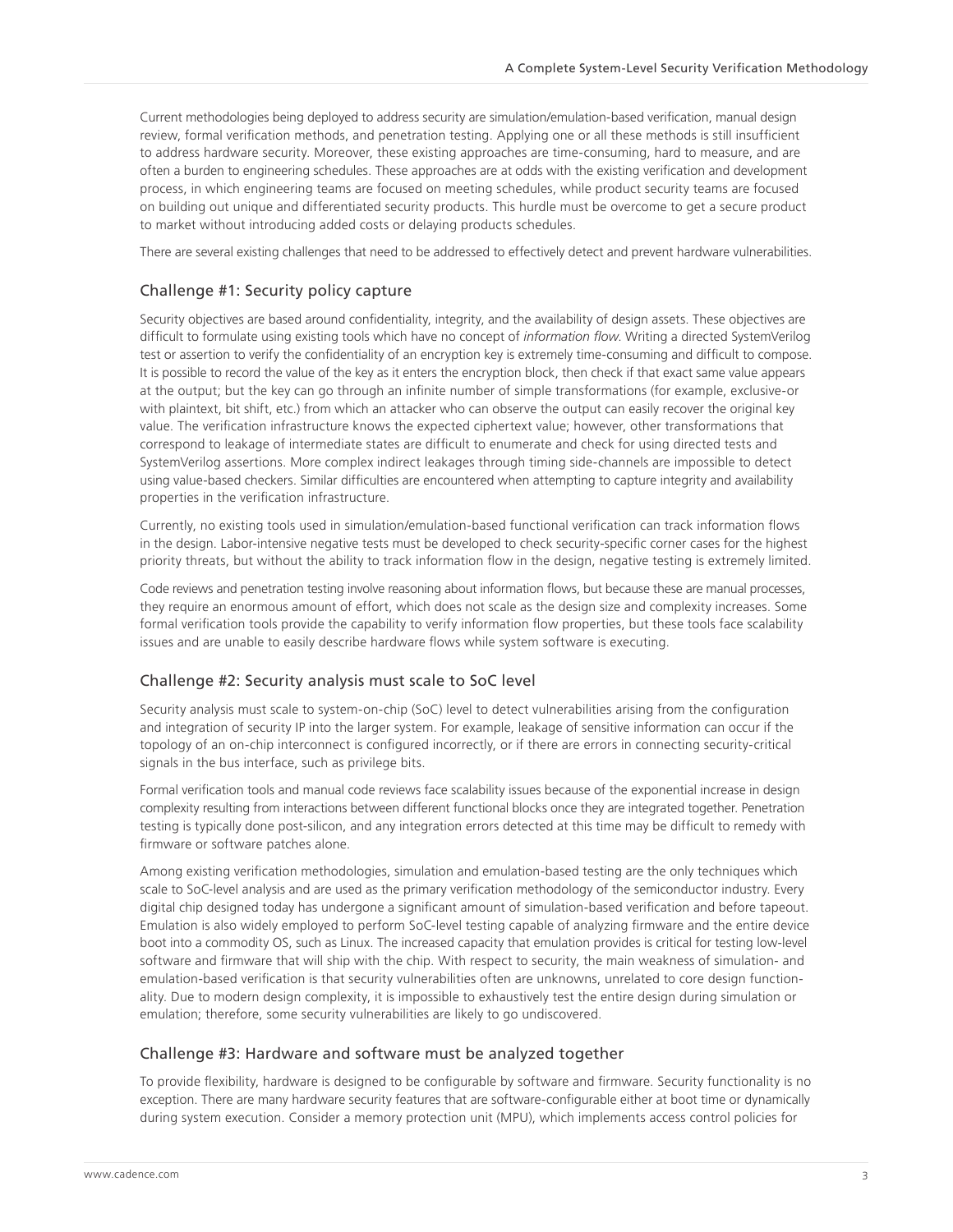Current methodologies being deployed to address security are simulation/emulation-based verification, manual design review, formal verification methods, and penetration testing. Applying one or all these methods is still insufficient to address hardware security. Moreover, these existing approaches are time-consuming, hard to measure, and are often a burden to engineering schedules. These approaches are at odds with the existing verification and development process, in which engineering teams are focused on meeting schedules, while product security teams are focused on building out unique and differentiated security products. This hurdle must be overcome to get a secure product to market without introducing added costs or delaying products schedules.

There are several existing challenges that need to be addressed to effectively detect and prevent hardware vulnerabilities.

### Challenge #1: Security policy capture

Security objectives are based around confidentiality, integrity, and the availability of design assets. These objectives are difficult to formulate using existing tools which have no concept of *information flow*. Writing a directed SystemVerilog test or assertion to verify the confidentiality of an encryption key is extremely time-consuming and difficult to compose. It is possible to record the value of the key as it enters the encryption block, then check if that exact same value appears at the output; but the key can go through an infinite number of simple transformations (for example, exclusive-or with plaintext, bit shift, etc.) from which an attacker who can observe the output can easily recover the original key value. The verification infrastructure knows the expected ciphertext value; however, other transformations that correspond to leakage of intermediate states are difficult to enumerate and check for using directed tests and SystemVerilog assertions. More complex indirect leakages through timing side-channels are impossible to detect using value-based checkers. Similar difficulties are encountered when attempting to capture integrity and availability properties in the verification infrastructure.

Currently, no existing tools used in simulation/emulation-based functional verification can track information flows in the design. Labor-intensive negative tests must be developed to check security-specific corner cases for the highest priority threats, but without the ability to track information flow in the design, negative testing is extremely limited.

Code reviews and penetration testing involve reasoning about information flows, but because these are manual processes, they require an enormous amount of effort, which does not scale as the design size and complexity increases. Some formal verification tools provide the capability to verify information flow properties, but these tools face scalability issues and are unable to easily describe hardware flows while system software is executing.

### Challenge #2: Security analysis must scale to SoC level

Security analysis must scale to system-on-chip (SoC) level to detect vulnerabilities arising from the configuration and integration of security IP into the larger system. For example, leakage of sensitive information can occur if the topology of an on-chip interconnect is configured incorrectly, or if there are errors in connecting security-critical signals in the bus interface, such as privilege bits.

Formal verification tools and manual code reviews face scalability issues because of the exponential increase in design complexity resulting from interactions between different functional blocks once they are integrated together. Penetration testing is typically done post-silicon, and any integration errors detected at this time may be difficult to remedy with firmware or software patches alone.

Among existing verification methodologies, simulation and emulation-based testing are the only techniques which scale to SoC-level analysis and are used as the primary verification methodology of the semiconductor industry. Every digital chip designed today has undergone a significant amount of simulation-based verification and before tapeout. Emulation is also widely employed to perform SoC-level testing capable of analyzing firmware and the entire device boot into a commodity OS, such as Linux. The increased capacity that emulation provides is critical for testing low-level software and firmware that will ship with the chip. With respect to security, the main weakness of simulation- and emulation-based verification is that security vulnerabilities often are unknowns, unrelated to core design functionality. Due to modern design complexity, it is impossible to exhaustively test the entire design during simulation or emulation; therefore, some security vulnerabilities are likely to go undiscovered.

### Challenge #3: Hardware and software must be analyzed together

To provide flexibility, hardware is designed to be configurable by software and firmware. Security functionality is no exception. There are many hardware security features that are software-configurable either at boot time or dynamically during system execution. Consider a memory protection unit (MPU), which implements access control policies for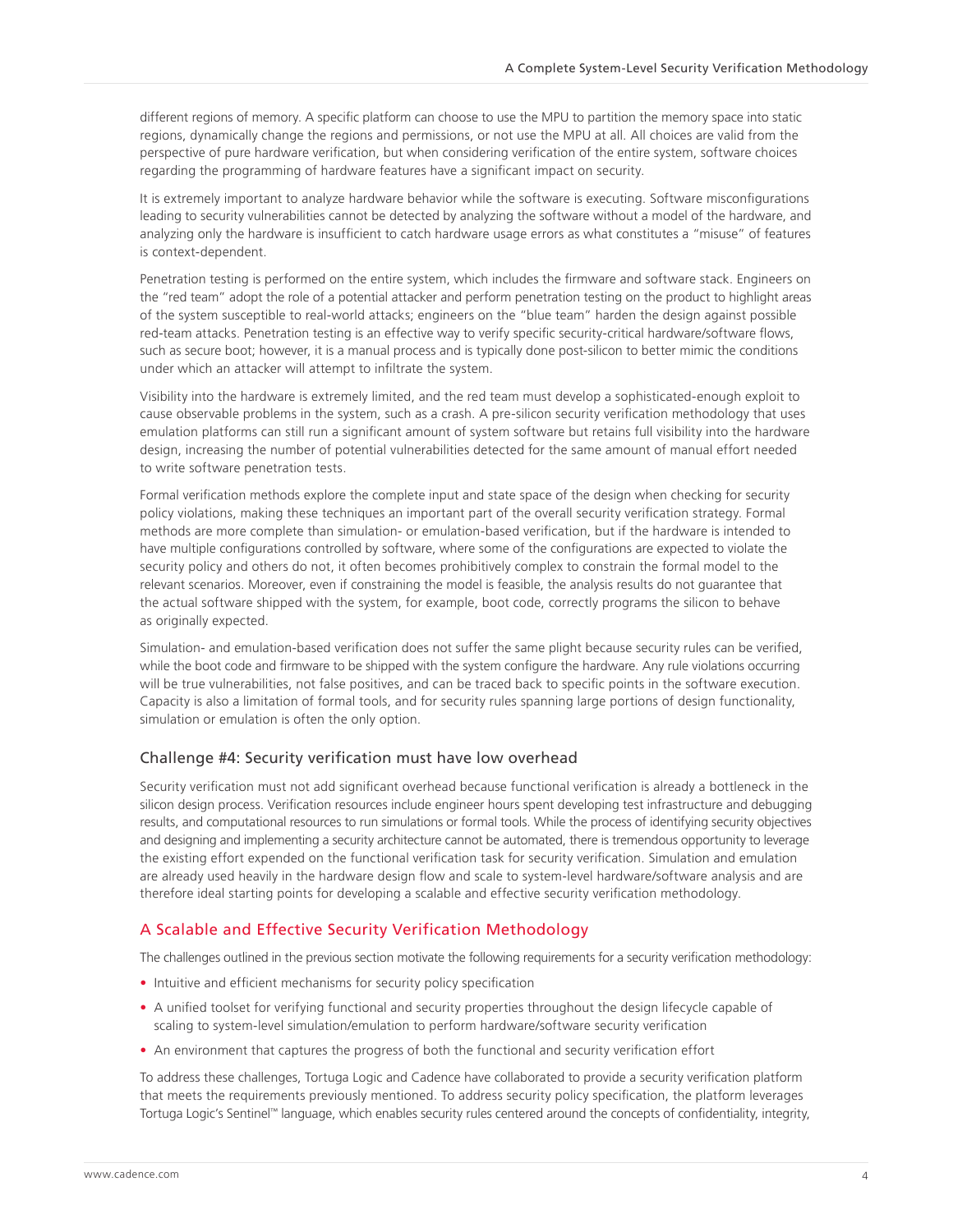different regions of memory. A specific platform can choose to use the MPU to partition the memory space into static regions, dynamically change the regions and permissions, or not use the MPU at all. All choices are valid from the perspective of pure hardware verification, but when considering verification of the entire system, software choices regarding the programming of hardware features have a significant impact on security.

It is extremely important to analyze hardware behavior while the software is executing. Software misconfigurations leading to security vulnerabilities cannot be detected by analyzing the software without a model of the hardware, and analyzing only the hardware is insufficient to catch hardware usage errors as what constitutes a "misuse" of features is context-dependent.

Penetration testing is performed on the entire system, which includes the firmware and software stack. Engineers on the "red team" adopt the role of a potential attacker and perform penetration testing on the product to highlight areas of the system susceptible to real-world attacks; engineers on the "blue team" harden the design against possible red-team attacks. Penetration testing is an effective way to verify specific security-critical hardware/software flows, such as secure boot; however, it is a manual process and is typically done post-silicon to better mimic the conditions under which an attacker will attempt to infiltrate the system.

Visibility into the hardware is extremely limited, and the red team must develop a sophisticated-enough exploit to cause observable problems in the system, such as a crash. A pre-silicon security verification methodology that uses emulation platforms can still run a significant amount of system software but retains full visibility into the hardware design, increasing the number of potential vulnerabilities detected for the same amount of manual effort needed to write software penetration tests.

Formal verification methods explore the complete input and state space of the design when checking for security policy violations, making these techniques an important part of the overall security verification strategy. Formal methods are more complete than simulation- or emulation-based verification, but if the hardware is intended to have multiple configurations controlled by software, where some of the configurations are expected to violate the security policy and others do not, it often becomes prohibitively complex to constrain the formal model to the relevant scenarios. Moreover, even if constraining the model is feasible, the analysis results do not guarantee that the actual software shipped with the system, for example, boot code, correctly programs the silicon to behave as originally expected.

Simulation- and emulation-based verification does not suffer the same plight because security rules can be verified, while the boot code and firmware to be shipped with the system configure the hardware. Any rule violations occurring will be true vulnerabilities, not false positives, and can be traced back to specific points in the software execution. Capacity is also a limitation of formal tools, and for security rules spanning large portions of design functionality, simulation or emulation is often the only option.

### Challenge #4: Security verification must have low overhead

Security verification must not add significant overhead because functional verification is already a bottleneck in the silicon design process. Verification resources include engineer hours spent developing test infrastructure and debugging results, and computational resources to run simulations or formal tools. While the process of identifying security objectives and designing and implementing a security architecture cannot be automated, there is tremendous opportunity to leverage the existing effort expended on the functional verification task for security verification. Simulation and emulation are already used heavily in the hardware design flow and scale to system-level hardware/software analysis and are therefore ideal starting points for developing a scalable and effective security verification methodology.

## A Scalable and Effective Security Verification Methodology

The challenges outlined in the previous section motivate the following requirements for a security verification methodology:

- Intuitive and efficient mechanisms for security policy specification
- A unified toolset for verifying functional and security properties throughout the design lifecycle capable of scaling to system-level simulation/emulation to perform hardware/software security verification
- An environment that captures the progress of both the functional and security verification effort

To address these challenges, Tortuga Logic and Cadence have collaborated to provide a security verification platform that meets the requirements previously mentioned. To address security policy specification, the platform leverages Tortuga Logic's Sentinel™ language, which enables security rules centered around the concepts of confidentiality, integrity,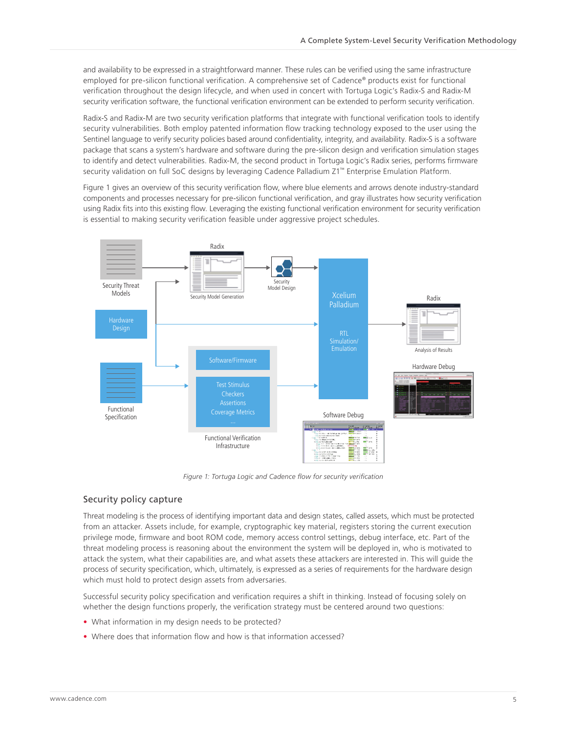and availability to be expressed in a straightforward manner. These rules can be verified using the same infrastructure employed for pre-silicon functional verification. A comprehensive set of Cadence® products exist for functional verification throughout the design lifecycle, and when used in concert with Tortuga Logic's Radix-S and Radix-M security verification software, the functional verification environment can be extended to perform security verification.

Radix-S and Radix-M are two security verification platforms that integrate with functional verification tools to identify security vulnerabilities. Both employ patented information flow tracking technology exposed to the user using the Sentinel language to verify security policies based around confidentiality, integrity, and availability. Radix-S is a software package that scans a system's hardware and software during the pre-silicon design and verification simulation stages to identify and detect vulnerabilities. Radix-M, the second product in Tortuga Logic's Radix series, performs firmware security validation on full SoC designs by leveraging Cadence Palladium Z1™ Enterprise Emulation Platform.

Figure 1 gives an overview of this security verification flow, where blue elements and arrows denote industry-standard components and processes necessary for pre-silicon functional verification, and gray illustrates how security verification using Radix fits into this existing flow. Leveraging the existing functional verification environment for security verification is essential to making security verification feasible under aggressive project schedules.

*Figure 1: Tortuga Logic and Cadence flow for security verification*

## Security policy capture

Threat modeling is the process of identifying important data and design states, called assets, which must be protected from an attacker. Assets include, for example, cryptographic key material, registers storing the current execution privilege mode, firmware and boot ROM code, memory access control settings, debug interface, etc. Part of the threat modeling process is reasoning about the environment the system will be deployed in, who is motivated to attack the system, what their capabilities are, and what assets these attackers are interested in. This will guide the process of security specification, which, ultimately, is expressed as a series of requirements for the hardware design which must hold to protect design assets from adversaries.

Successful security policy specification and verification requires a shift in thinking. Instead of focusing solely on whether the design functions properly, the verification strategy must be centered around two questions:

- What information in my design needs to be protected?
- Where does that information flow and how is that information accessed?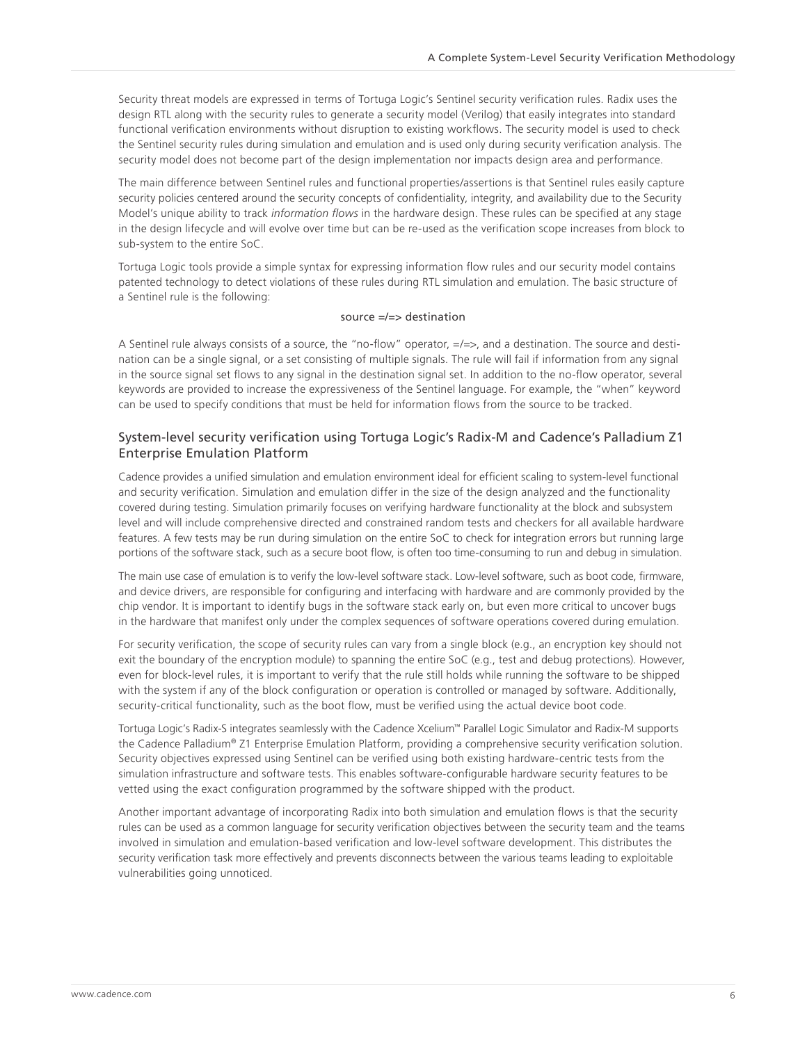Security threat models are expressed in terms of Tortuga Logic's Sentinel security verification rules. Radix uses the design RTL along with the security rules to generate a security model (Verilog) that easily integrates into standard functional verification environments without disruption to existing workflows. The security model is used to check the Sentinel security rules during simulation and emulation and is used only during security verification analysis. The security model does not become part of the design implementation nor impacts design area and performance.

The main difference between Sentinel rules and functional properties/assertions is that Sentinel rules easily capture security policies centered around the security concepts of confidentiality, integrity, and availability due to the Security Model's unique ability to track *information flows* in the hardware design. These rules can be specified at any stage in the design lifecycle and will evolve over time but can be re-used as the verification scope increases from block to sub-system to the entire SoC.

Tortuga Logic tools provide a simple syntax for expressing information flow rules and our security model contains patented technology to detect violations of these rules during RTL simulation and emulation. The basic structure of a Sentinel rule is the following:

source =/=> destination

A Sentinel rule always consists of a source, the "no-flow" operator, =/=>, and a destination. The source and destination can be a single signal, or a set consisting of multiple signals. The rule will fail if information from any signal in the source signal set flows to any signal in the destination signal set. In addition to the no-flow operator, several keywords are provided to increase the expressiveness of the Sentinel language. For example, the "when" keyword can be used to specify conditions that must be held for information flows from the source to be tracked.

## System-level security verification using Tortuga Logic's Radix-M and Cadence's Palladium Z1 Enterprise Emulation Platform

Cadence provides a unified simulation and emulation environment ideal for efficient scaling to system-level functional and security verification. Simulation and emulation differ in the size of the design analyzed and the functionality covered during testing. Simulation primarily focuses on verifying hardware functionality at the block and subsystem level and will include comprehensive directed and constrained random tests and checkers for all available hardware features. A few tests may be run during simulation on the entire SoC to check for integration errors but running large portions of the software stack, such as a secure boot flow, is often too time-consuming to run and debug in simulation.

The main use case of emulation is to verify the low-level software stack. Low-level software, such as boot code, firmware, and device drivers, are responsible for configuring and interfacing with hardware and are commonly provided by the chip vendor. It is important to identify bugs in the software stack early on, but even more critical to uncover bugs in the hardware that manifest only under the complex sequences of software operations covered during emulation.

For security verification, the scope of security rules can vary from a single block (e.g., an encryption key should not exit the boundary of the encryption module) to spanning the entire SoC (e.g., test and debug protections). However, even for block-level rules, it is important to verify that the rule still holds while running the software to be shipped with the system if any of the block configuration or operation is controlled or managed by software. Additionally, security-critical functionality, such as the boot flow, must be verified using the actual device boot code.

Tortuga Logic's Radix-S integrates seamlessly with the Cadence Xcelium™ Parallel Logic Simulator and Radix-M supports the Cadence Palladium® Z1 Enterprise Emulation Platform, providing a comprehensive security verification solution. Security objectives expressed using Sentinel can be verified using both existing hardware-centric tests from the simulation infrastructure and software tests. This enables software-configurable hardware security features to be vetted using the exact configuration programmed by the software shipped with the product.

Another important advantage of incorporating Radix into both simulation and emulation flows is that the security rules can be used as a common language for security verification objectives between the security team and the teams involved in simulation and emulation-based verification and low-level software development. This distributes the security verification task more effectively and prevents disconnects between the various teams leading to exploitable vulnerabilities going unnoticed.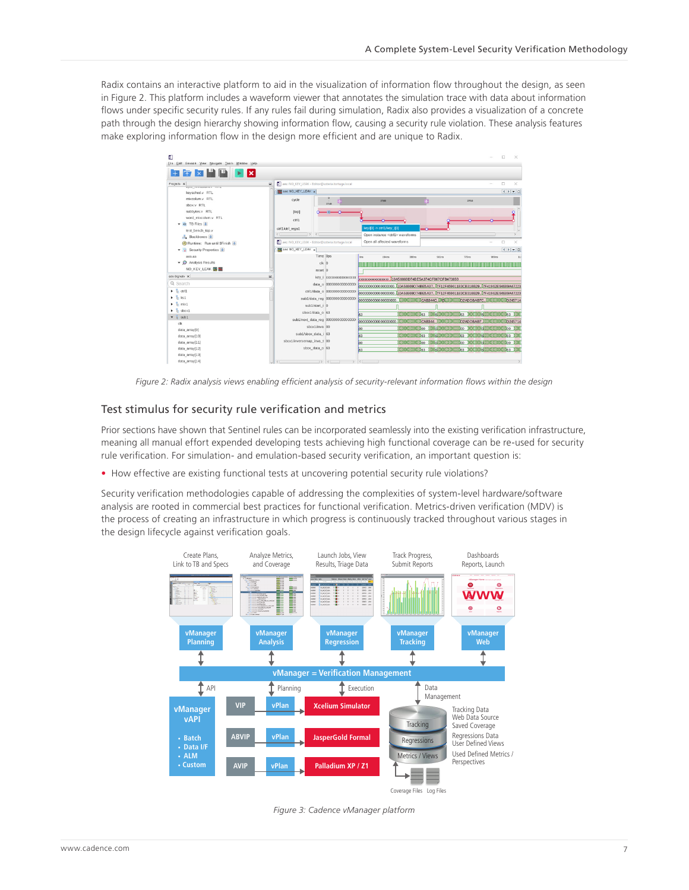Radix contains an interactive platform to aid in the visualization of information flow throughout the design, as seen in Figure 2. This platform includes a waveform viewer that annotates the simulation trace with data about information flows under specific security rules. If any rules fail during simulation, Radix also provides a visualization of a concrete path through the design hierarchy showing information flow, causing a security rule violation. These analysis features make exploring information flow in the design more efficient and are unique to Radix.

*Figure 2: Radix analysis views enabling efficient analysis of security-relevant information flows within the design*

## Test stimulus for security rule verification and metrics

Prior sections have shown that Sentinel rules can be incorporated seamlessly into the existing verification infrastructure, meaning all manual effort expended developing tests achieving high functional coverage can be re-used for security rule verification. For simulation- and emulation-based security verification, an important question is:

- How effective are existing functional tests at uncovering potential security rule violations?

Security verification methodologies capable of addressing the complexities of system-level hardware/software analysis are rooted in commercial best practices for functional verification. Metrics-driven verification (MDV) is the process of creating an infrastructure in which progress is continuously tracked throughout various stages in the design lifecycle against verification goals.

*Figure 3: Cadence vManager platform*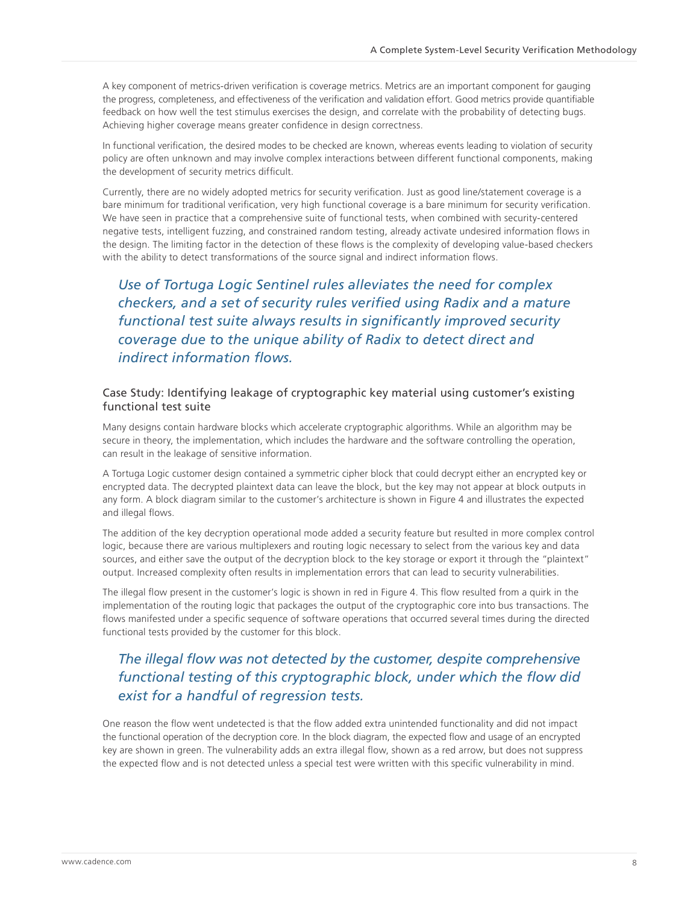A key component of metrics-driven verification is coverage metrics. Metrics are an important component for gauging the progress, completeness, and effectiveness of the verification and validation effort. Good metrics provide quantifiable feedback on how well the test stimulus exercises the design, and correlate with the probability of detecting bugs. Achieving higher coverage means greater confidence in design correctness.

In functional verification, the desired modes to be checked are known, whereas events leading to violation of security policy are often unknown and may involve complex interactions between different functional components, making the development of security metrics difficult.

Currently, there are no widely adopted metrics for security verification. Just as good line/statement coverage is a bare minimum for traditional verification, very high functional coverage is a bare minimum for security verification. We have seen in practice that a comprehensive suite of functional tests, when combined with security-centered negative tests, intelligent fuzzing, and constrained random testing, already activate undesired information flows in the design. The limiting factor in the detection of these flows is the complexity of developing value-based checkers with the ability to detect transformations of the source signal and indirect information flows.

> *Use of Tortuga Logic Sentinel rules alleviates the need for complex checkers, and a set of security rules verified using Radix and a mature functional test suite always results in significantly improved security coverage due to the unique ability of Radix to detect direct and indirect information flows.*

### Case Study: Identifying leakage of cryptographic key material using customer's existing functional test suite

Many designs contain hardware blocks which accelerate cryptographic algorithms. While an algorithm may be secure in theory, the implementation, which includes the hardware and the software controlling the operation, can result in the leakage of sensitive information.

A Tortuga Logic customer design contained a symmetric cipher block that could decrypt either an encrypted key or encrypted data. The decrypted plaintext data can leave the block, but the key may not appear at block outputs in any form. A block diagram similar to the customer's architecture is shown in Figure 4 and illustrates the expected and illegal flows.

The addition of the key decryption operational mode added a security feature but resulted in more complex control logic, because there are various multiplexers and routing logic necessary to select from the various key and data sources, and either save the output of the decryption block to the key storage or export it through the "plaintext" output. Increased complexity often results in implementation errors that can lead to security vulnerabilities.

The illegal flow present in the customer's logic is shown in red in Figure 4. This flow resulted from a quirk in the implementation of the routing logic that packages the output of the cryptographic core into bus transactions. The flows manifested under a specific sequence of software operations that occurred several times during the directed functional tests provided by the customer for this block.

> *The illegal flow was not detected by the customer, despite comprehensive functional testing of this cryptographic block, under which the flow did exist for a handful of regression tests.*

One reason the flow went undetected is that the flow added extra unintended functionality and did not impact the functional operation of the decryption core. In the block diagram, the expected flow and usage of an encrypted key are shown in green. The vulnerability adds an extra illegal flow, shown as a red arrow, but does not suppress the expected flow and is not detected unless a special test were written with this specific vulnerability in mind.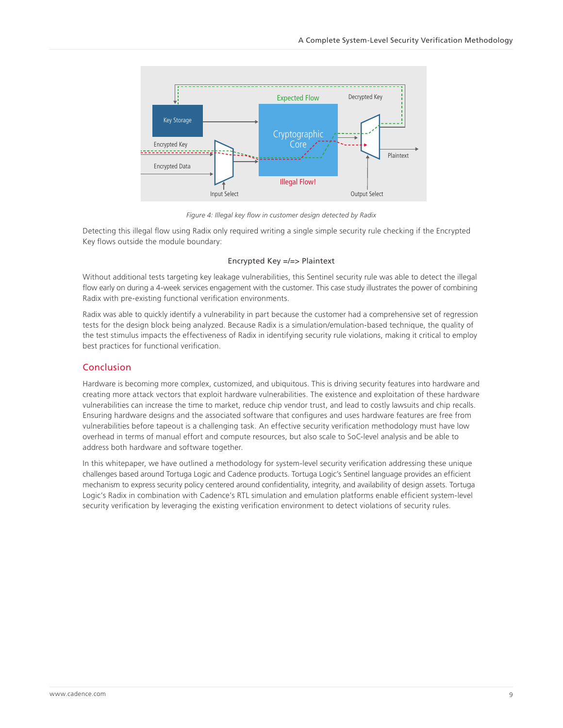*Figure 4: Illegal key flow in customer design detected by Radix*

Detecting this illegal flow using Radix only required writing a single simple security rule checking if the Encrypted Key flows outside the module boundary:

Encrypted Key =/=> Plaintext

Without additional tests targeting key leakage vulnerabilities, this Sentinel security rule was able to detect the illegal flow early on during a 4-week services engagement with the customer. This case study illustrates the power of combining Radix with pre-existing functional verification environments.

Radix was able to quickly identify a vulnerability in part because the customer had a comprehensive set of regression tests for the design block being analyzed. Because Radix is a simulation/emulation-based technique, the quality of the test stimulus impacts the effectiveness of Radix in identifying security rule violations, making it critical to employ best practices for functional verification.

## Conclusion

Hardware is becoming more complex, customized, and ubiquitous. This is driving security features into hardware and creating more attack vectors that exploit hardware vulnerabilities. The existence and exploitation of these hardware vulnerabilities can increase the time to market, reduce chip vendor trust, and lead to costly lawsuits and chip recalls. Ensuring hardware designs and the associated software that configures and uses hardware features are free from vulnerabilities before tapeout is a challenging task. An effective security verification methodology must have low overhead in terms of manual effort and compute resources, but also scale to SoC-level analysis and be able to address both hardware and software together.

In this whitepaper, we have outlined a methodology for system-level security verification addressing these unique challenges based around Tortuga Logic and Cadence products. Tortuga Logic's Sentinel language provides an efficient mechanism to express security policy centered around confidentiality, integrity, and availability of design assets. Tortuga Logic's Radix in combination with Cadence's RTL simulation and emulation platforms enable efficient system-level security verification by leveraging the existing verification environment to detect violations of security rules.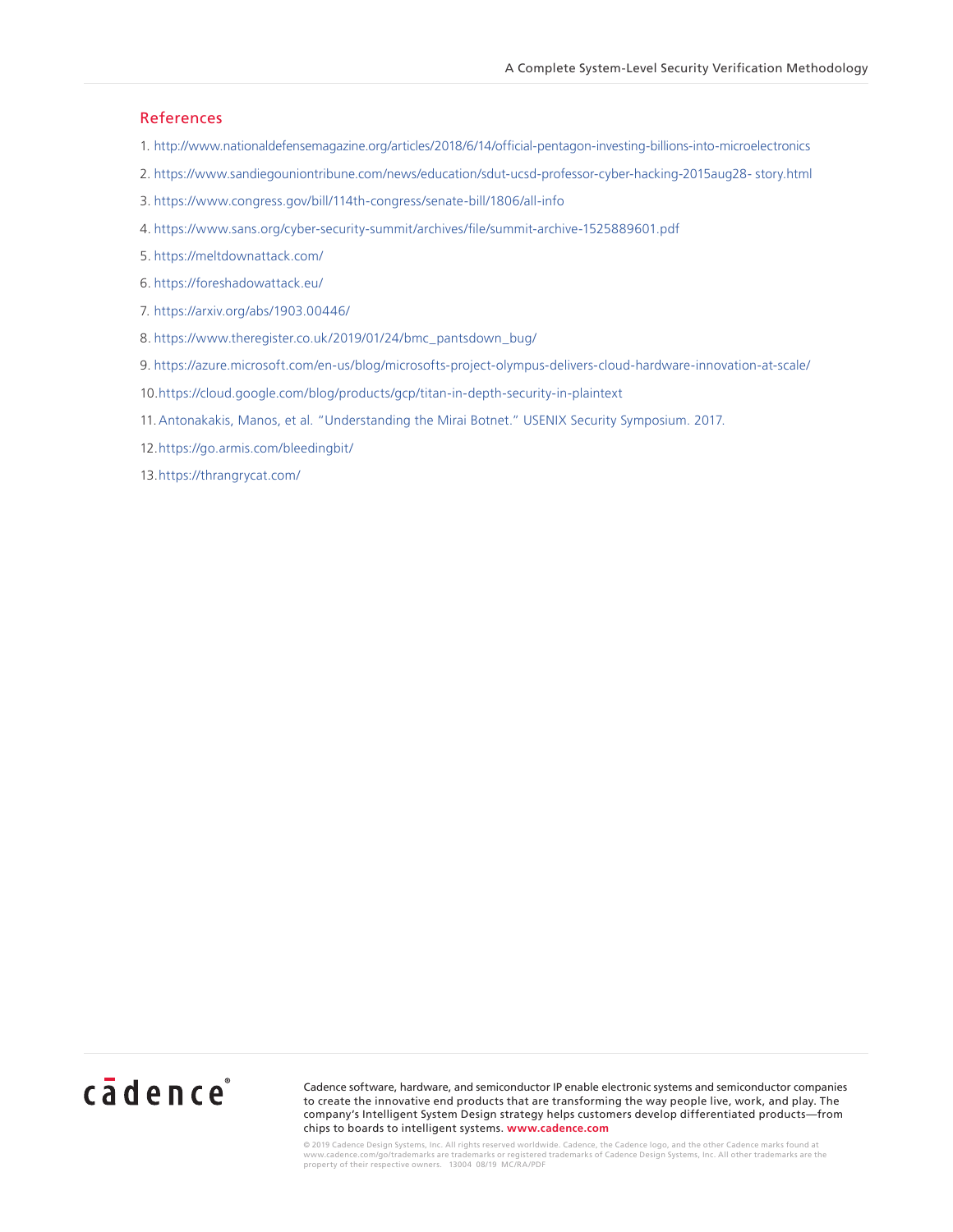## References

1. http://www.nationaldefensemagazine.org/articles/2018/6/14/official-pentagon-investing-billions-into-microelectronics
2. https://www.sandiegouniontribune.com/news/education/sdut-ucsd-professor-cyber-hacking-2015aug28- story.html
3. https://www.congress.gov/bill/114th-congress/senate-bill/1806/all-info
4. https://www.sans.org/cyber-security-summit/archives/file/summit-archive-1525889601.pdf
5. https://meltdownattack.com/
6. https://foreshadowattack.eu/
7. https://arxiv.org/abs/1903.00446/
8. https://www.theregister.co.uk/2019/01/24/bmc_pantsdown_bug/
9. https://azure.microsoft.com/en-us/blog/microsofts-project-olympus-delivers-cloud-hardware-innovation-at-scale/
10. https://cloud.google.com/blog/products/gcp/titan-in-depth-security-in-plaintext
11. Antonakakis, Manos, et al. "Understanding the Mirai Botnet." USENIX Security Symposium. 2017.
12. https://go.armis.com/bleedingbit/
13. https://thrangrycat.com/

Cadence software, hardware, and semiconductor IP enable electronic systems and semiconductor companies to create the innovative end products that are transforming the way people live, work, and play. The company's Intelligent System Design strategy helps customers develop differentiated products—from chips to boards to intelligent systems. **www.cadence.com**

© 2019 Cadence Design Systems, Inc. All rights reserved worldwide. Cadence, the Cadence logo, and the other Cadence marks found at www.cadence.com/go/trademarks are trademarks or registered trademarks of Cadence Design Systems, Inc. All other trademarks are the property of their respective owners. 13004 08/19 MC/RA/PDF